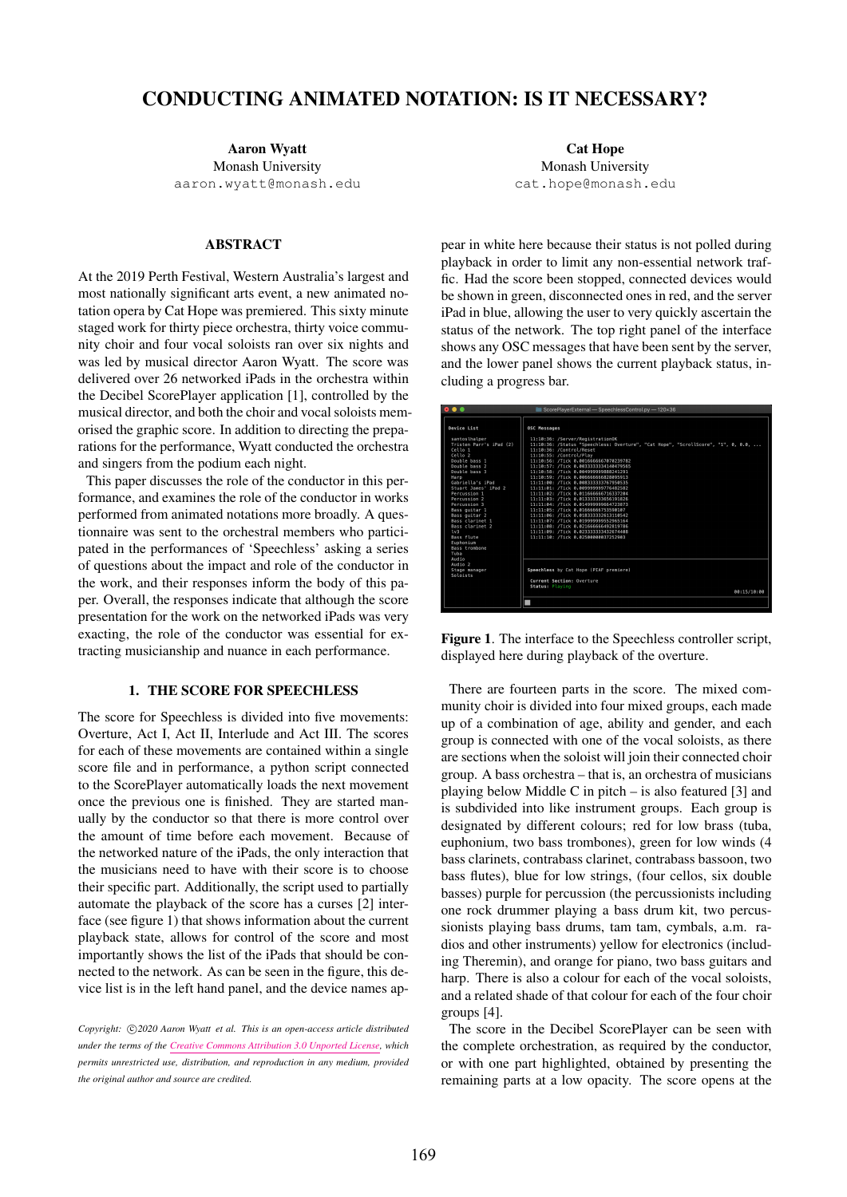# CONDUCTING ANIMATED NOTATION: IS IT NECESSARY?

**Aaron Wyatt**
Monash University
aaron.wyatt@monash.edu

**Cat Hope**
Monash University
cat.hope@monash.edu

## ABSTRACT

At the 2019 Perth Festival, Western Australia's largest and most nationally significant arts event, a new animated notation opera by Cat Hope was premiered. This sixty minute staged work for thirty piece orchestra, thirty voice community choir and four vocal soloists ran over six nights and was led by musical director Aaron Wyatt. The score was delivered over 26 networked iPads in the orchestra within the Decibel ScorePlayer application [1], controlled by the musical director, and both the choir and vocal soloists memorised the graphic score. In addition to directing the preparations for the performance, Wyatt conducted the orchestra and singers from the podium each night.

This paper discusses the role of the conductor in this performance, and examines the role of the conductor in works performed from animated notations more broadly. A questionnaire was sent to the orchestral members who participated in the performances of 'Speechless' asking a series of questions about the impact and role of the conductor in the work, and their responses inform the body of this paper. Overall, the responses indicate that although the score presentation for the work on the networked iPads was very exacting, the role of the conductor was essential for extracting musicianship and nuance in each performance.

## 1. THE SCORE FOR SPEECHLESS

The score for Speechless is divided into five movements: Overture, Act I, Act II, Interlude and Act III. The scores for each of these movements are contained within a single score file and in performance, a python script connected to the ScorePlayer automatically loads the next movement once the previous one is finished. They are started manually by the conductor so that there is more control over the amount of time before each movement. Because of the networked nature of the iPads, the only interaction that the musicians need to have with their score is to choose their specific part. Additionally, the script used to partially automate the playback of the score has a curses [2] interface (see figure 1) that shows information about the current playback state, allows for control of the score and most importantly shows the list of the iPads that should be connected to the network. As can be seen in the figure, this device list is in the left hand panel, and the device names appear in white here because their status is not polled during playback in order to limit any non-essential network traffic. Had the score been stopped, connected devices would be shown in green, disconnected ones in red, and the server iPad in blue, allowing the user to very quickly ascertain the status of the network. The top right panel of the interface shows any OSC messages that have been sent by the server, and the lower panel shows the current playback status, including a progress bar.

**Figure 1**. The interface to the Speechless controller script, displayed here during playback of the overture.

There are fourteen parts in the score. The mixed community choir is divided into four mixed groups, each made up of a combination of age, ability and gender, and each group is connected with one of the vocal soloists, as there are sections when the soloist will join their connected choir group. A bass orchestra – that is, an orchestra of musicians playing below Middle C in pitch – is also featured [3] and is subdivided into like instrument groups. Each group is designated by different colours; red for low brass (tuba, euphonium, two bass trombones), green for low winds (4 bass clarinets, contrabass clarinet, contrabass bassoon, two bass flutes), blue for low strings, (four cellos, six double basses) purple for percussion (the percussionists including one rock drummer playing a bass drum kit, two percussionists playing bass drums, tam tam, cymbals, a.m. radios and other instruments) yellow for electronics (including Theremin), and orange for piano, two bass guitars and harp. There is also a colour for each of the vocal soloists, and a related shade of that colour for each of the four choir groups [4].

The score in the Decibel ScorePlayer can be seen with the complete orchestration, as required by the conductor, or with one part highlighted, obtained by presenting the remaining parts at a low opacity. The score opens at the

*Copyright: ©2020 Aaron Wyatt et al. This is an open-access article distributed under the terms of the Creative Commons Attribution 3.0 Unported License, which permits unrestricted use, distribution, and reproduction in any medium, provided the original author and source are credited.*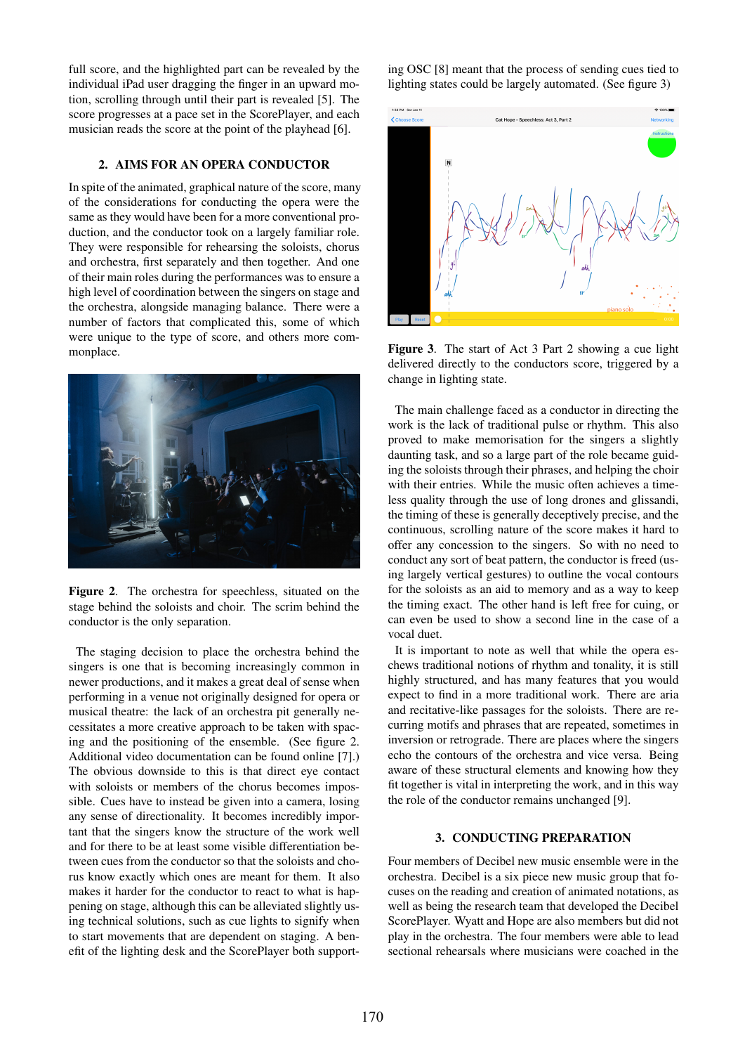full score, and the highlighted part can be revealed by the individual iPad user dragging the finger in an upward motion, scrolling through until their part is revealed [5]. The score progresses at a pace set in the ScorePlayer, and each musician reads the score at the point of the playhead [6].

## 2. AIMS FOR AN OPERA CONDUCTOR

In spite of the animated, graphical nature of the score, many of the considerations for conducting the opera were the same as they would have been for a more conventional production, and the conductor took on a largely familiar role. They were responsible for rehearsing the soloists, chorus and orchestra, first separately and then together. And one of their main roles during the performances was to ensure a high level of coordination between the singers on stage and the orchestra, alongside managing balance. There were a number of factors that complicated this, some of which were unique to the type of score, and others more commonplace.

**Figure 2**. The orchestra for speechless, situated on the stage behind the soloists and choir. The scrim behind the conductor is the only separation.

The staging decision to place the orchestra behind the singers is one that is becoming increasingly common in newer productions, and it makes a great deal of sense when performing in a venue not originally designed for opera or musical theatre: the lack of an orchestra pit generally necessitates a more creative approach to be taken with spacing and the positioning of the ensemble. (See figure 2. Additional video documentation can be found online [7].) The obvious downside to this is that direct eye contact with soloists or members of the chorus becomes impossible. Cues have to instead be given into a camera, losing any sense of directionality. It becomes incredibly important that the singers know the structure of the work well and for there to be at least some visible differentiation between cues from the conductor so that the soloists and chorus know exactly which ones are meant for them. It also makes it harder for the conductor to react to what is happening on stage, although this can be alleviated slightly using technical solutions, such as cue lights to signify when to start movements that are dependent on staging. A benefit of the lighting desk and the ScorePlayer both supporting OSC [8] meant that the process of sending cues tied to lighting states could be largely automated. (See figure 3)

**Figure 3**. The start of Act 3 Part 2 showing a cue light delivered directly to the conductors score, triggered by a change in lighting state.

The main challenge faced as a conductor in directing the work is the lack of traditional pulse or rhythm. This also proved to make memorisation for the singers a slightly daunting task, and so a large part of the role became guiding the soloists through their phrases, and helping the choir with their entries. While the music often achieves a timeless quality through the use of long drones and glissandi, the timing of these is generally deceptively precise, and the continuous, scrolling nature of the score makes it hard to offer any concession to the singers. So with no need to conduct any sort of beat pattern, the conductor is freed (using largely vertical gestures) to outline the vocal contours for the soloists as an aid to memory and as a way to keep the timing exact. The other hand is left free for cuing, or can even be used to show a second line in the case of a vocal duet.

It is important to note as well that while the opera eschews traditional notions of rhythm and tonality, it is still highly structured, and has many features that you would expect to find in a more traditional work. There are aria and recitative-like passages for the soloists. There are recurring motifs and phrases that are repeated, sometimes in inversion or retrograde. There are places where the singers echo the contours of the orchestra and vice versa. Being aware of these structural elements and knowing how they fit together is vital in interpreting the work, and in this way the role of the conductor remains unchanged [9].

## 3. CONDUCTING PREPARATION

Four members of Decibel new music ensemble were in the orchestra. Decibel is a six piece new music group that focuses on the reading and creation of animated notations, as well as being the research team that developed the Decibel ScorePlayer. Wyatt and Hope are also members but did not play in the orchestra. The four members were able to lead sectional rehearsals where musicians were coached in the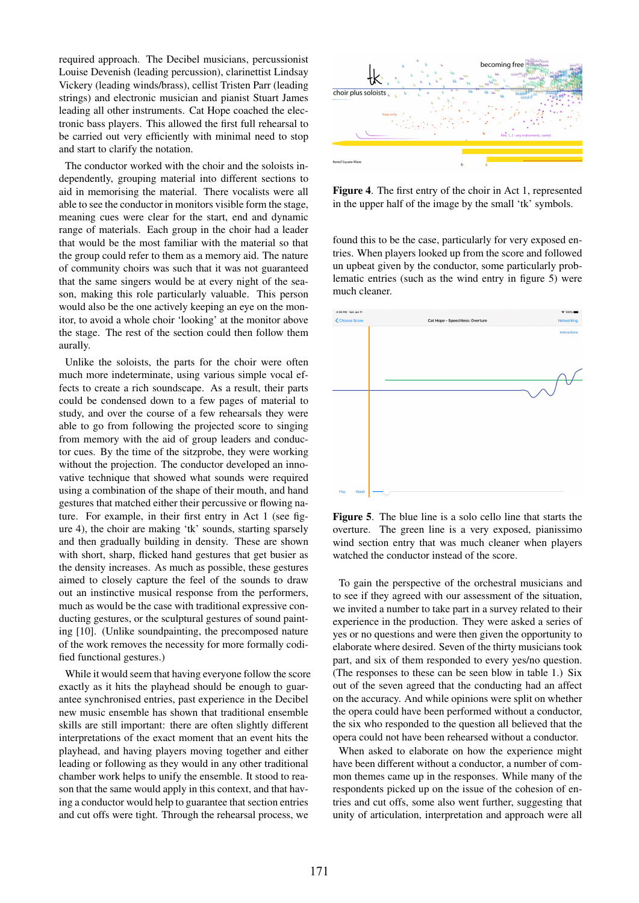required approach. The Decibel musicians, percussionist Louise Devenish (leading percussion), clarinettist Lindsay Vickery (leading winds/brass), cellist Tristen Parr (leading strings) and electronic musician and pianist Stuart James leading all other instruments. Cat Hope coached the electronic bass players. This allowed the first full rehearsal to be carried out very efficiently with minimal need to stop and start to clarify the notation.

The conductor worked with the choir and the soloists independently, grouping material into different sections to aid in memorising the material. There vocalists were all able to see the conductor in monitors visible form the stage, meaning cues were clear for the start, end and dynamic range of materials. Each group in the choir had a leader that would be the most familiar with the material so that the group could refer to them as a memory aid. The nature of community choirs was such that it was not guaranteed that the same singers would be at every night of the season, making this role particularly valuable. This person would also be the one actively keeping an eye on the monitor, to avoid a whole choir 'looking' at the monitor above the stage. The rest of the section could then follow them aurally.

Unlike the soloists, the parts for the choir were often much more indeterminate, using various simple vocal effects to create a rich soundscape. As a result, their parts could be condensed down to a few pages of material to study, and over the course of a few rehearsals they were able to go from following the projected score to singing from memory with the aid of group leaders and conductor cues. By the time of the sitzprobe, they were working without the projection. The conductor developed an innovative technique that showed what sounds were required using a combination of the shape of their mouth, and hand gestures that matched either their percussive or flowing nature. For example, in their first entry in Act 1 (see figure 4), the choir are making 'tk' sounds, starting sparsely and then gradually building in density. These are shown with short, sharp, flicked hand gestures that get busier as the density increases. As much as possible, these gestures aimed to closely capture the feel of the sounds to draw out an instinctive musical response from the performers, much as would be the case with traditional expressive conducting gestures, or the sculptural gestures of sound painting [10]. (Unlike soundpainting, the precomposed nature of the work removes the necessity for more formally codified functional gestures.)

While it would seem that having everyone follow the score exactly as it hits the playhead should be enough to guarantee synchronised entries, past experience in the Decibel new music ensemble has shown that traditional ensemble skills are still important: there are often slightly different interpretations of the exact moment that an event hits the playhead, and having players moving together and either leading or following as they would in any other traditional chamber work helps to unify the ensemble. It stood to reason that the same would apply in this context, and that having a conductor would help to guarantee that section entries and cut offs were tight. Through the rehearsal process, we found this to be the case, particularly for very exposed entries. When players looked up from the score and followed un upbeat given by the conductor, some particularly problematic entries (such as the wind entry in figure 5) were much cleaner.

**Figure 4**. The first entry of the choir in Act 1, represented in the upper half of the image by the small 'tk' symbols.

**Figure 5**. The blue line is a solo cello line that starts the overture. The green line is a very exposed, pianissimo wind section entry that was much cleaner when players watched the conductor instead of the score.

To gain the perspective of the orchestral musicians and to see if they agreed with our assessment of the situation, we invited a number to take part in a survey related to their experience in the production. They were asked a series of yes or no questions and were then given the opportunity to elaborate where desired. Seven of the thirty musicians took part, and six of them responded to every yes/no question. (The responses to these can be seen blow in table 1.) Six out of the seven agreed that the conducting had an affect on the accuracy. And while opinions were split on whether the opera could have been performed without a conductor, the six who responded to the question all believed that the opera could not have been rehearsed without a conductor.

When asked to elaborate on how the experience might have been different without a conductor, a number of common themes came up in the responses. While many of the respondents picked up on the issue of the cohesion of entries and cut offs, some also went further, suggesting that unity of articulation, interpretation and approach were all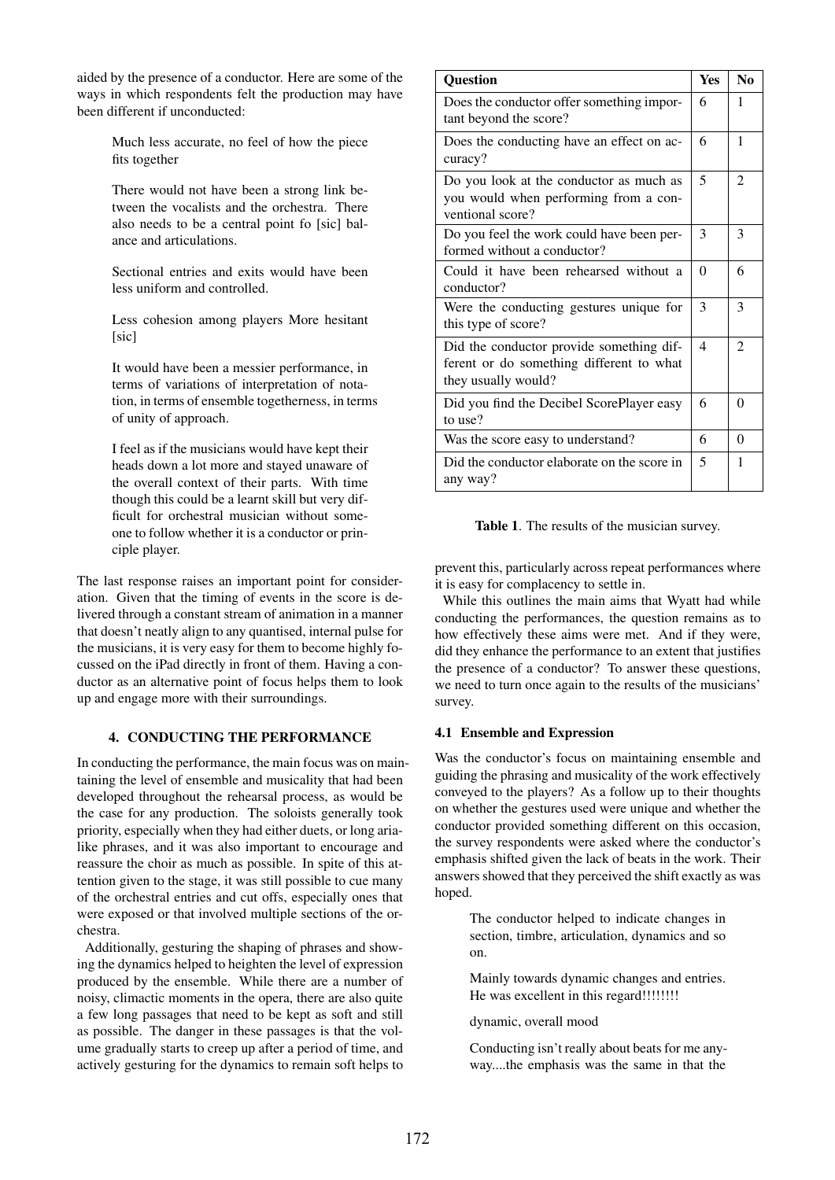aided by the presence of a conductor. Here are some of the ways in which respondents felt the production may have been different if unconducted:

> Much less accurate, no feel of how the piece fits together

> There would not have been a strong link between the vocalists and the orchestra. There also needs to be a central point fo [sic] balance and articulations.

> Sectional entries and exits would have been less uniform and controlled.

> Less cohesion among players More hesitant [sic]

> It would have been a messier performance, in terms of variations of interpretation of notation, in terms of ensemble togetherness, in terms of unity of approach.

> I feel as if the musicians would have kept their heads down a lot more and stayed unaware of the overall context of their parts. With time though this could be a learnt skill but very difficult for orchestral musician without someone to follow whether it is a conductor or principle player.

The last response raises an important point for consideration. Given that the timing of events in the score is delivered through a constant stream of animation in a manner that doesn't neatly align to any quantised, internal pulse for the musicians, it is very easy for them to become highly focussed on the iPad directly in front of them. Having a conductor as an alternative point of focus helps them to look up and engage more with their surroundings.

## 4. CONDUCTING THE PERFORMANCE

In conducting the performance, the main focus was on maintaining the level of ensemble and musicality that had been developed throughout the rehearsal process, as would be the case for any production. The soloists generally took priority, especially when they had either duets, or long aria-like phrases, and it was also important to encourage and reassure the choir as much as possible. In spite of this attention given to the stage, it was still possible to cue many of the orchestral entries and cut offs, especially ones that were exposed or that involved multiple sections of the orchestra.

Additionally, gesturing the shaping of phrases and showing the dynamics helped to heighten the level of expression produced by the ensemble. While there are a number of noisy, climactic moments in the opera, there are also quite a few long passages that need to be kept as soft and still as possible. The danger in these passages is that the volume gradually starts to creep up after a period of time, and actively gesturing for the dynamics to remain soft helps to prevent this, particularly across repeat performances where it is easy for complacency to settle in.

| Question | Yes | No |
|---|---|---|
| Does the conductor offer something important beyond the score? | 6 | 1 |
| Does the conducting have an effect on accuracy? | 6 | 1 |
| Do you look at the conductor as much as you would when performing from a conventional score? | 5 | 2 |
| Do you feel the work could have been performed without a conductor? | 3 | 3 |
| Could it have been rehearsed without a conductor? | 0 | 6 |
| Were the conducting gestures unique for this type of score? | 3 | 3 |
| Did the conductor provide something different or do something different to what they usually would? | 4 | 2 |
| Did you find the Decibel ScorePlayer easy to use? | 6 | 0 |
| Was the score easy to understand? | 6 | 0 |
| Did the conductor elaborate on the score in any way? | 5 | 1 |

**Table 1**. The results of the musician survey.

While this outlines the main aims that Wyatt had while conducting the performances, the question remains as to how effectively these aims were met. And if they were, did they enhance the performance to an extent that justifies the presence of a conductor? To answer these questions, we need to turn once again to the results of the musicians' survey.

### 4.1 Ensemble and Expression

Was the conductor's focus on maintaining ensemble and guiding the phrasing and musicality of the work effectively conveyed to the players? As a follow up to their thoughts on whether the gestures used were unique and whether the conductor provided something different on this occasion, the survey respondents were asked where the conductor's emphasis shifted given the lack of beats in the work. Their answers showed that they perceived the shift exactly as was hoped.

> The conductor helped to indicate changes in section, timbre, articulation, dynamics and so on.

> Mainly towards dynamic changes and entries. He was excellent in this regard!!!!!!!!

> dynamic, overall mood

> Conducting isn't really about beats for me anyway....the emphasis was the same in that the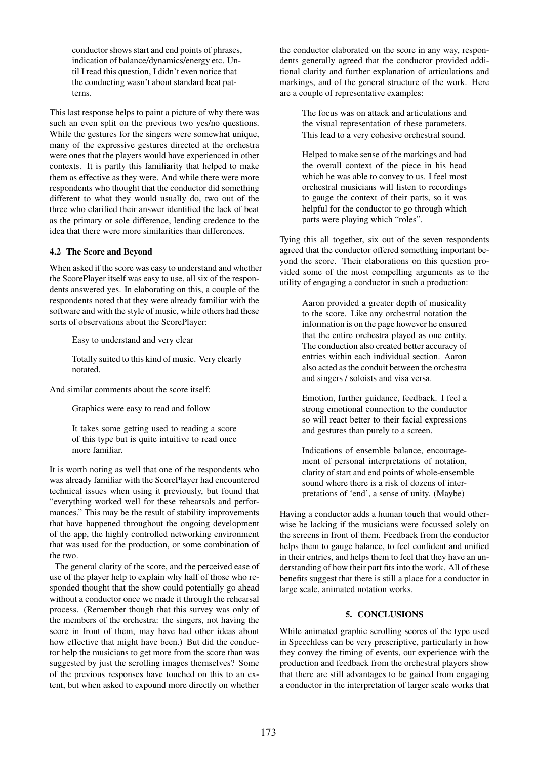> conductor shows start and end points of phrases, indication of balance/dynamics/energy etc. Until I read this question, I didn't even notice that the conducting wasn't about standard beat patterns.

This last response helps to paint a picture of why there was such an even split on the previous two yes/no questions. While the gestures for the singers were somewhat unique, many of the expressive gestures directed at the orchestra were ones that the players would have experienced in other contexts. It is partly this familiarity that helped to make them as effective as they were. And while there were more respondents who thought that the conductor did something different to what they would usually do, two out of the three who clarified their answer identified the lack of beat as the primary or sole difference, lending credence to the idea that there were more similarities than differences.

### 4.2 The Score and Beyond

When asked if the score was easy to understand and whether the ScorePlayer itself was easy to use, all six of the respondents answered yes. In elaborating on this, a couple of the respondents noted that they were already familiar with the software and with the style of music, while others had these sorts of observations about the ScorePlayer:

> Easy to understand and very clear

> Totally suited to this kind of music. Very clearly notated.

And similar comments about the score itself:

> Graphics were easy to read and follow

> It takes some getting used to reading a score of this type but is quite intuitive to read once more familiar.

It is worth noting as well that one of the respondents who was already familiar with the ScorePlayer had encountered technical issues when using it previously, but found that "everything worked well for these rehearsals and performances." This may be the result of stability improvements that have happened throughout the ongoing development of the app, the highly controlled networking environment that was used for the production, or some combination of the two.

The general clarity of the score, and the perceived ease of use of the player help to explain why half of those who responded thought that the show could potentially go ahead without a conductor once we made it through the rehearsal process. (Remember though that this survey was only of the members of the orchestra: the singers, not having the score in front of them, may have had other ideas about how effective that might have been.) But did the conductor help the musicians to get more from the score than was suggested by just the scrolling images themselves? Some of the previous responses have touched on this to an extent, but when asked to expound more directly on whether the conductor elaborated on the score in any way, respondents generally agreed that the conductor provided additional clarity and further explanation of articulations and markings, and of the general structure of the work. Here are a couple of representative examples:

> The focus was on attack and articulations and the visual representation of these parameters. This lead to a very cohesive orchestral sound.

> Helped to make sense of the markings and had the overall context of the piece in his head which he was able to convey to us. I feel most orchestral musicians will listen to recordings to gauge the context of their parts, so it was helpful for the conductor to go through which parts were playing which "roles".

Tying this all together, six out of the seven respondents agreed that the conductor offered something important beyond the score. Their elaborations on this question provided some of the most compelling arguments as to the utility of engaging a conductor in such a production:

> Aaron provided a greater depth of musicality to the score. Like any orchestral notation the information is on the page however he ensured that the entire orchestra played as one entity. The conduction also created better accuracy of entries within each individual section. Aaron also acted as the conduit between the orchestra and singers / soloists and visa versa.

> Emotion, further guidance, feedback. I feel a strong emotional connection to the conductor so will react better to their facial expressions and gestures than purely to a screen.

> Indications of ensemble balance, encouragement of personal interpretations of notation, clarity of start and end points of whole-ensemble sound where there is a risk of dozens of interpretations of 'end', a sense of unity. (Maybe)

Having a conductor adds a human touch that would otherwise be lacking if the musicians were focussed solely on the screens in front of them. Feedback from the conductor helps them to gauge balance, to feel confident and unified in their entries, and helps them to feel that they have an understanding of how their part fits into the work. All of these benefits suggest that there is still a place for a conductor in large scale, animated notation works.

## 5. CONCLUSIONS

While animated graphic scrolling scores of the type used in Speechless can be very prescriptive, particularly in how they convey the timing of events, our experience with the production and feedback from the orchestral players show that there are still advantages to be gained from engaging a conductor in the interpretation of larger scale works that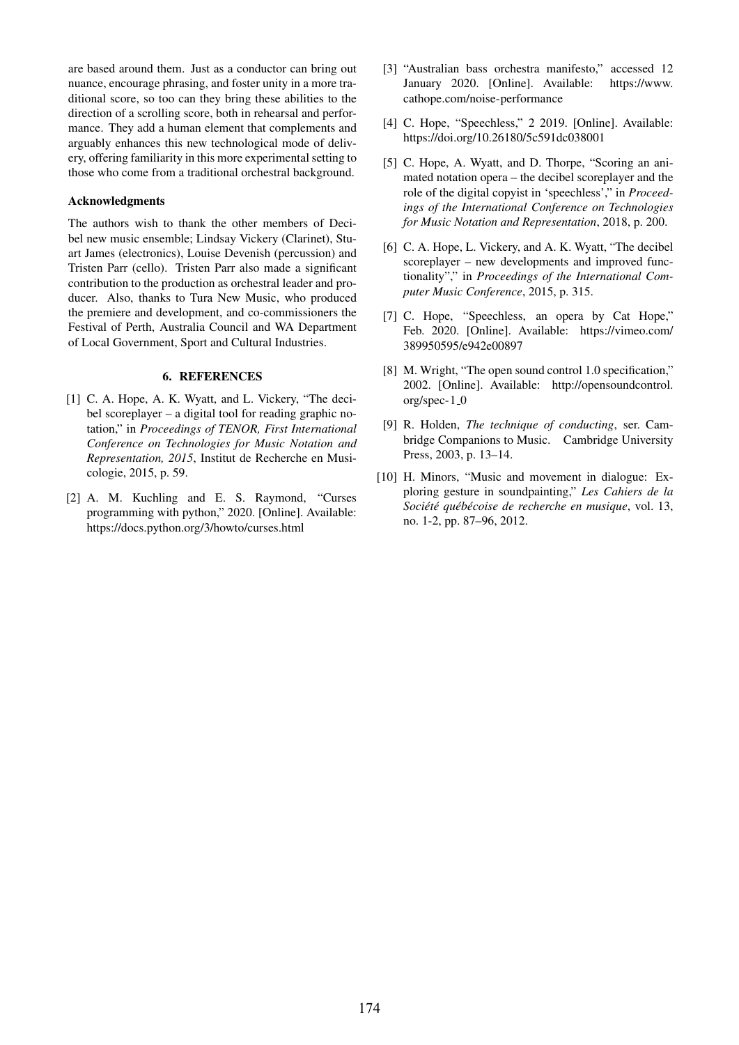are based around them. Just as a conductor can bring out nuance, encourage phrasing, and foster unity in a more traditional score, so too can they bring these abilities to the direction of a scrolling score, both in rehearsal and performance. They add a human element that complements and arguably enhances this new technological mode of delivery, offering familiarity in this more experimental setting to those who come from a traditional orchestral background.

### Acknowledgments

The authors wish to thank the other members of Decibel new music ensemble; Lindsay Vickery (Clarinet), Stuart James (electronics), Louise Devenish (percussion) and Tristen Parr (cello). Tristen Parr also made a significant contribution to the production as orchestral leader and producer. Also, thanks to Tura New Music, who produced the premiere and development, and co-commissioners the Festival of Perth, Australia Council and WA Department of Local Government, Sport and Cultural Industries.

## 6. REFERENCES

[1] C. A. Hope, A. K. Wyatt, and L. Vickery, "The decibel scoreplayer – a digital tool for reading graphic notation," in *Proceedings of TENOR, First International Conference on Technologies for Music Notation and Representation, 2015*, Institut de Recherche en Musicologie, 2015, p. 59.

[2] A. M. Kuchling and E. S. Raymond, "Curses programming with python," 2020. [Online]. Available: https://docs.python.org/3/howto/curses.html

[3] "Australian bass orchestra manifesto," accessed 12 January 2020. [Online]. Available: https://www.cathope.com/noise-performance

[4] C. Hope, "Speechless," 2 2019. [Online]. Available: https://doi.org/10.26180/5c591dc038001

[5] C. Hope, A. Wyatt, and D. Thorpe, "Scoring an animated notation opera – the decibel scoreplayer and the role of the digital copyist in 'speechless'," in *Proceedings of the International Conference on Technologies for Music Notation and Representation*, 2018, p. 200.

[6] C. A. Hope, L. Vickery, and A. K. Wyatt, "The decibel scoreplayer – new developments and improved functionality"," in *Proceedings of the International Computer Music Conference*, 2015, p. 315.

[7] C. Hope, "Speechless, an opera by Cat Hope," Feb. 2020. [Online]. Available: https://vimeo.com/389950595/e942e00897

[8] M. Wright, "The open sound control 1.0 specification," 2002. [Online]. Available: http://opensoundcontrol.org/spec-1_0

[9] R. Holden, *The technique of conducting*, ser. Cambridge Companions to Music. Cambridge University Press, 2003, p. 13–14.

[10] H. Minors, "Music and movement in dialogue: Exploring gesture in soundpainting," *Les Cahiers de la Société québécoise de recherche en musique*, vol. 13, no. 1-2, pp. 87–96, 2012.